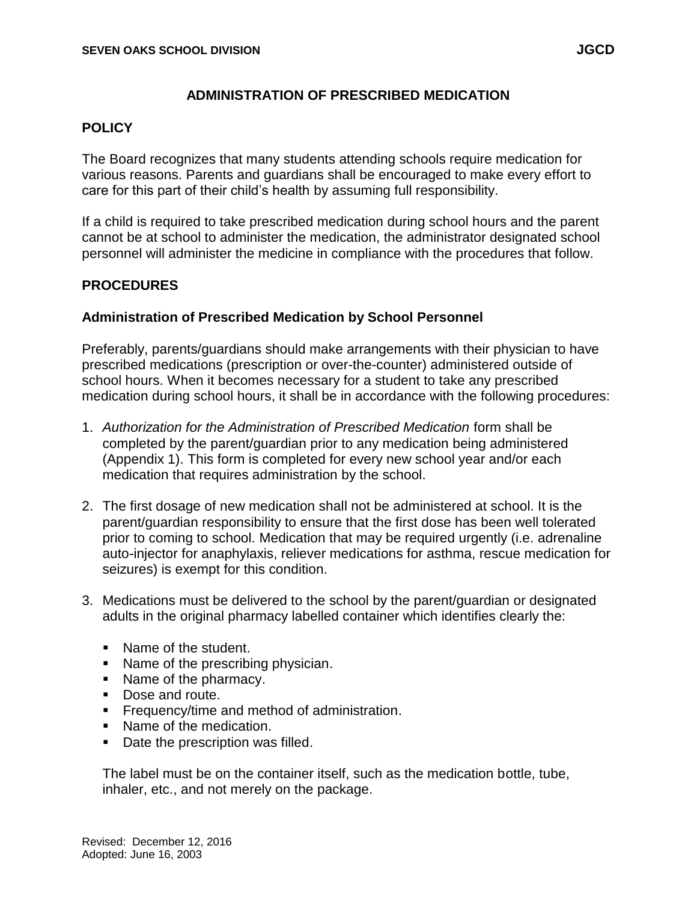# ADMINISTRATION OF PRESCRIBED MEDICATION

## POLICY

The Board recognizes that many students attending schools require medication for various reasons. Parents and guardians shall be encouraged to make every effort to care for this part of their child's health by assuming full responsibility.

If a child is required to take prescribed medication during school hours and the parent cannot be at school to administer the medication, the administrator designated school personnel will administer the medicine in compliance with the procedures that follow.

## PROCEDURES

### Administration of Prescribed Medication by School Personnel

Preferably, parents/guardians should make arrangements with their physician to have prescribed medications (prescription or over-the-counter) administered outside of school hours. When it becomes necessary for a student to take any prescribed medication during school hours, it shall be in accordance with the following procedures:

1. *Authorization for the Administration of Prescribed Medication* form shall be completed by the parent/guardian prior to any medication being administered (Appendix 1). This form is completed for every new school year and/or each medication that requires administration by the school.

2. The first dosage of new medication shall not be administered at school. It is the parent/guardian responsibility to ensure that the first dose has been well tolerated prior to coming to school. Medication that may be required urgently (i.e. adrenaline auto-injector for anaphylaxis, reliever medications for asthma, rescue medication for seizures) is exempt for this condition.

3. Medications must be delivered to the school by the parent/guardian or designated adults in the original pharmacy labelled container which identifies clearly the:

   - Name of the student.
   - Name of the prescribing physician.
   - Name of the pharmacy.
   - Dose and route.
   - Frequency/time and method of administration.
   - Name of the medication.
   - Date the prescription was filled.

   The label must be on the container itself, such as the medication bottle, tube, inhaler, etc., and not merely on the package.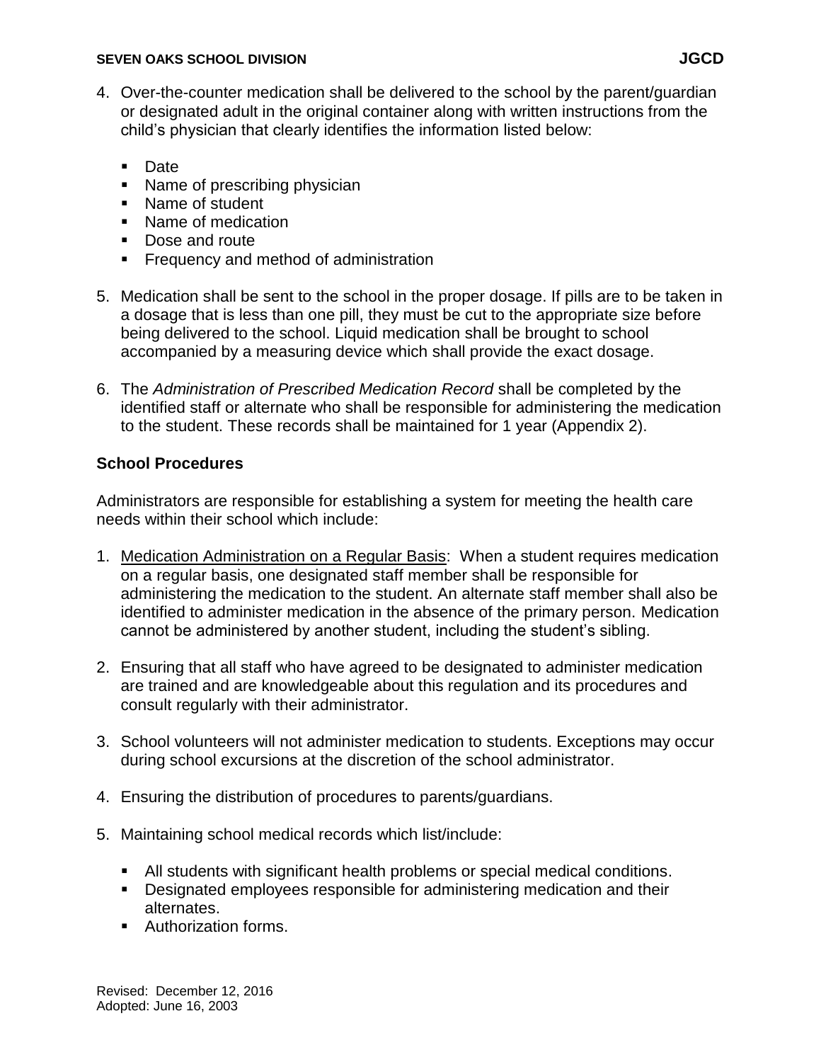4. Over-the-counter medication shall be delivered to the school by the parent/guardian or designated adult in the original container along with written instructions from the child's physician that clearly identifies the information listed below:

   - Date
   - Name of prescribing physician
   - Name of student
   - Name of medication
   - Dose and route
   - Frequency and method of administration

5. Medication shall be sent to the school in the proper dosage. If pills are to be taken in a dosage that is less than one pill, they must be cut to the appropriate size before being delivered to the school. Liquid medication shall be brought to school accompanied by a measuring device which shall provide the exact dosage.

6. The *Administration of Prescribed Medication Record* shall be completed by the identified staff or alternate who shall be responsible for administering the medication to the student. These records shall be maintained for 1 year (Appendix 2).

**School Procedures**

Administrators are responsible for establishing a system for meeting the health care needs within their school which include:

1. <u>Medication Administration on a Regular Basis</u>: When a student requires medication on a regular basis, one designated staff member shall be responsible for administering the medication to the student. An alternate staff member shall also be identified to administer medication in the absence of the primary person. Medication cannot be administered by another student, including the student's sibling.

2. Ensuring that all staff who have agreed to be designated to administer medication are trained and are knowledgeable about this regulation and its procedures and consult regularly with their administrator.

3. School volunteers will not administer medication to students. Exceptions may occur during school excursions at the discretion of the school administrator.

4. Ensuring the distribution of procedures to parents/guardians.

5. Maintaining school medical records which list/include:

   - All students with significant health problems or special medical conditions.
   - Designated employees responsible for administering medication and their alternates.
   - Authorization forms.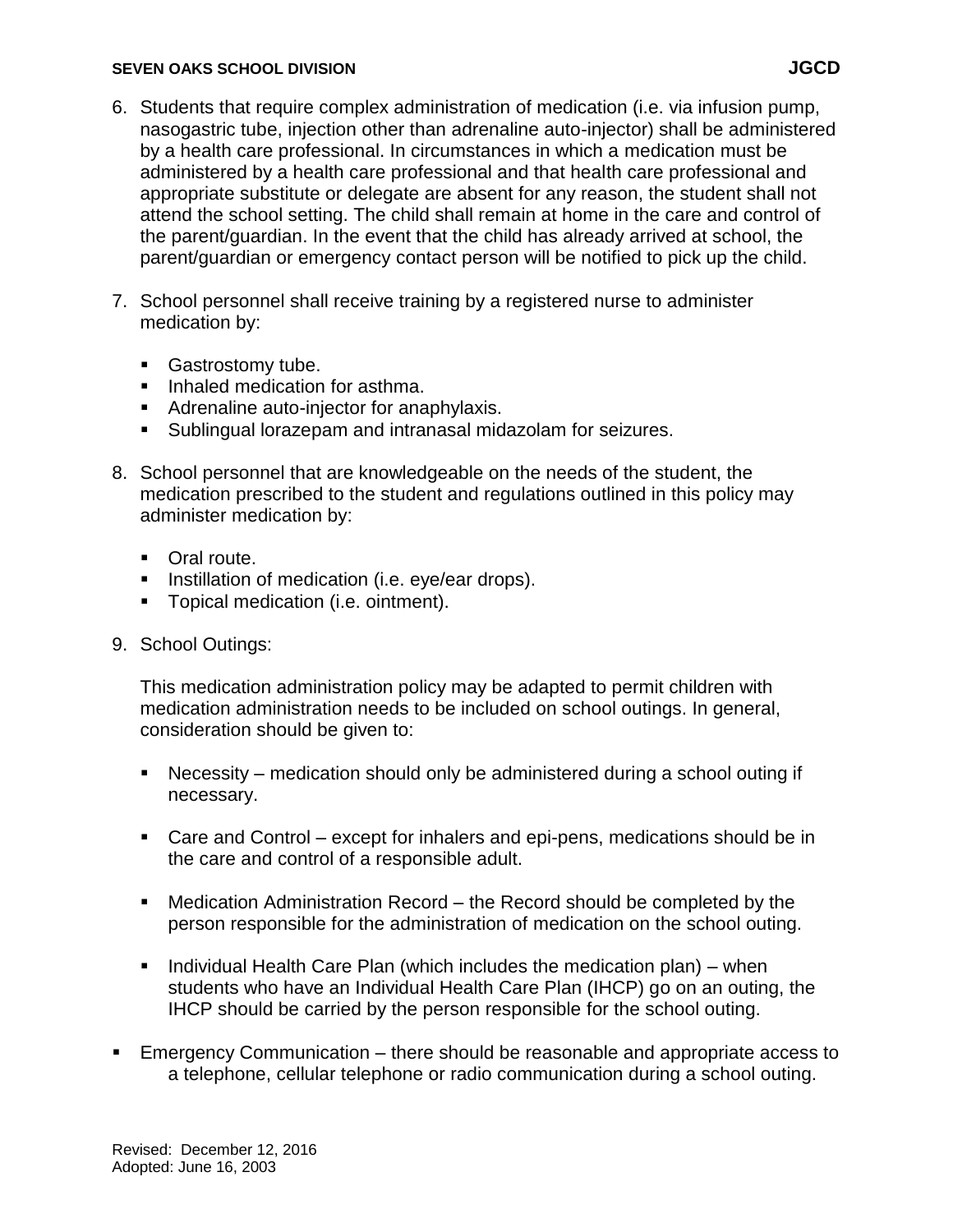6. Students that require complex administration of medication (i.e. via infusion pump, nasogastric tube, injection other than adrenaline auto-injector) shall be administered by a health care professional. In circumstances in which a medication must be administered by a health care professional and that health care professional and appropriate substitute or delegate are absent for any reason, the student shall not attend the school setting. The child shall remain at home in the care and control of the parent/guardian. In the event that the child has already arrived at school, the parent/guardian or emergency contact person will be notified to pick up the child.

7. School personnel shall receive training by a registered nurse to administer medication by:

   - Gastrostomy tube.
   - Inhaled medication for asthma.
   - Adrenaline auto-injector for anaphylaxis.
   - Sublingual lorazepam and intranasal midazolam for seizures.

8. School personnel that are knowledgeable on the needs of the student, the medication prescribed to the student and regulations outlined in this policy may administer medication by:

   - Oral route.
   - Instillation of medication (i.e. eye/ear drops).
   - Topical medication (i.e. ointment).

9. School Outings:

   This medication administration policy may be adapted to permit children with medication administration needs to be included on school outings. In general, consideration should be given to:

   - Necessity – medication should only be administered during a school outing if necessary.

   - Care and Control – except for inhalers and epi-pens, medications should be in the care and control of a responsible adult.

   - Medication Administration Record – the Record should be completed by the person responsible for the administration of medication on the school outing.

   - Individual Health Care Plan (which includes the medication plan) – when students who have an Individual Health Care Plan (IHCP) go on an outing, the IHCP should be carried by the person responsible for the school outing.

- Emergency Communication – there should be reasonable and appropriate access to a telephone, cellular telephone or radio communication during a school outing.

Revised: December 12, 2016
Adopted: June 16, 2003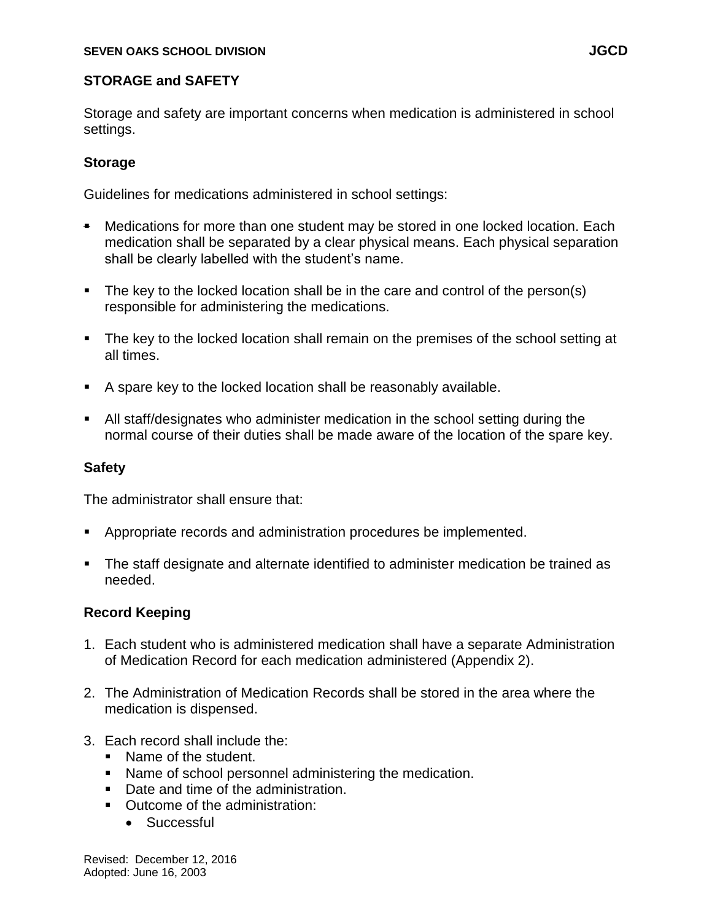## STORAGE and SAFETY

Storage and safety are important concerns when medication is administered in school settings.

### Storage

Guidelines for medications administered in school settings:

- Medications for more than one student may be stored in one locked location. Each medication shall be separated by a clear physical means. Each physical separation shall be clearly labelled with the student's name.
- The key to the locked location shall be in the care and control of the person(s) responsible for administering the medications.
- The key to the locked location shall remain on the premises of the school setting at all times.
- A spare key to the locked location shall be reasonably available.
- All staff/designates who administer medication in the school setting during the normal course of their duties shall be made aware of the location of the spare key.

### Safety

The administrator shall ensure that:

- Appropriate records and administration procedures be implemented.
- The staff designate and alternate identified to administer medication be trained as needed.

### Record Keeping

1. Each student who is administered medication shall have a separate Administration of Medication Record for each medication administered (Appendix 2).
2. The Administration of Medication Records shall be stored in the area where the medication is dispensed.
3. Each record shall include the:
   - Name of the student.
   - Name of school personnel administering the medication.
   - Date and time of the administration.
   - Outcome of the administration:
     - Successful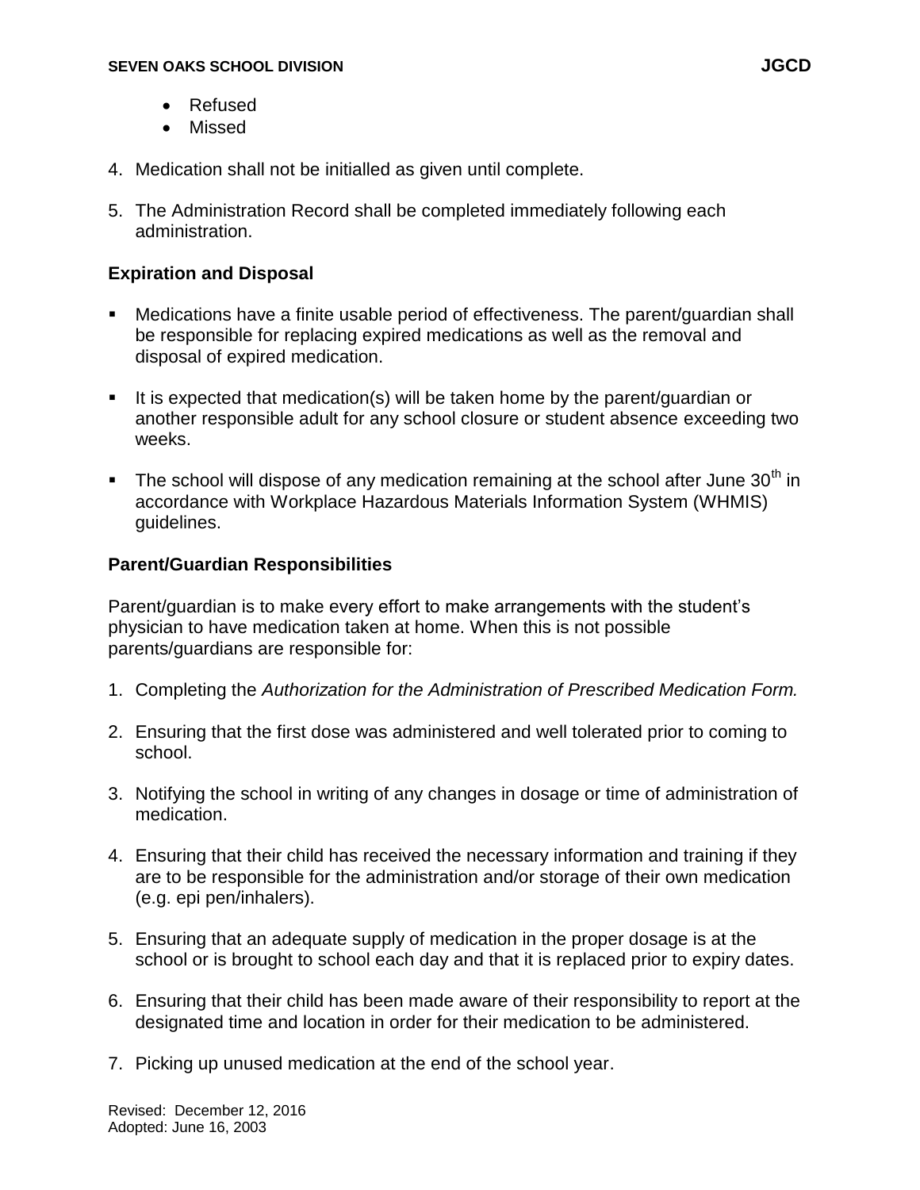- Refused
- Missed

4. Medication shall not be initialled as given until complete.

5. The Administration Record shall be completed immediately following each administration.

**Expiration and Disposal**

- Medications have a finite usable period of effectiveness. The parent/guardian shall be responsible for replacing expired medications as well as the removal and disposal of expired medication.

- It is expected that medication(s) will be taken home by the parent/guardian or another responsible adult for any school closure or student absence exceeding two weeks.

- The school will dispose of any medication remaining at the school after June 30th in accordance with Workplace Hazardous Materials Information System (WHMIS) guidelines.

**Parent/Guardian Responsibilities**

Parent/guardian is to make every effort to make arrangements with the student's physician to have medication taken at home. When this is not possible parents/guardians are responsible for:

1. Completing the *Authorization for the Administration of Prescribed Medication Form.*

2. Ensuring that the first dose was administered and well tolerated prior to coming to school.

3. Notifying the school in writing of any changes in dosage or time of administration of medication.

4. Ensuring that their child has received the necessary information and training if they are to be responsible for the administration and/or storage of their own medication (e.g. epi pen/inhalers).

5. Ensuring that an adequate supply of medication in the proper dosage is at the school or is brought to school each day and that it is replaced prior to expiry dates.

6. Ensuring that their child has been made aware of their responsibility to report at the designated time and location in order for their medication to be administered.

7. Picking up unused medication at the end of the school year.

Revised: December 12, 2016
Adopted: June 16, 2003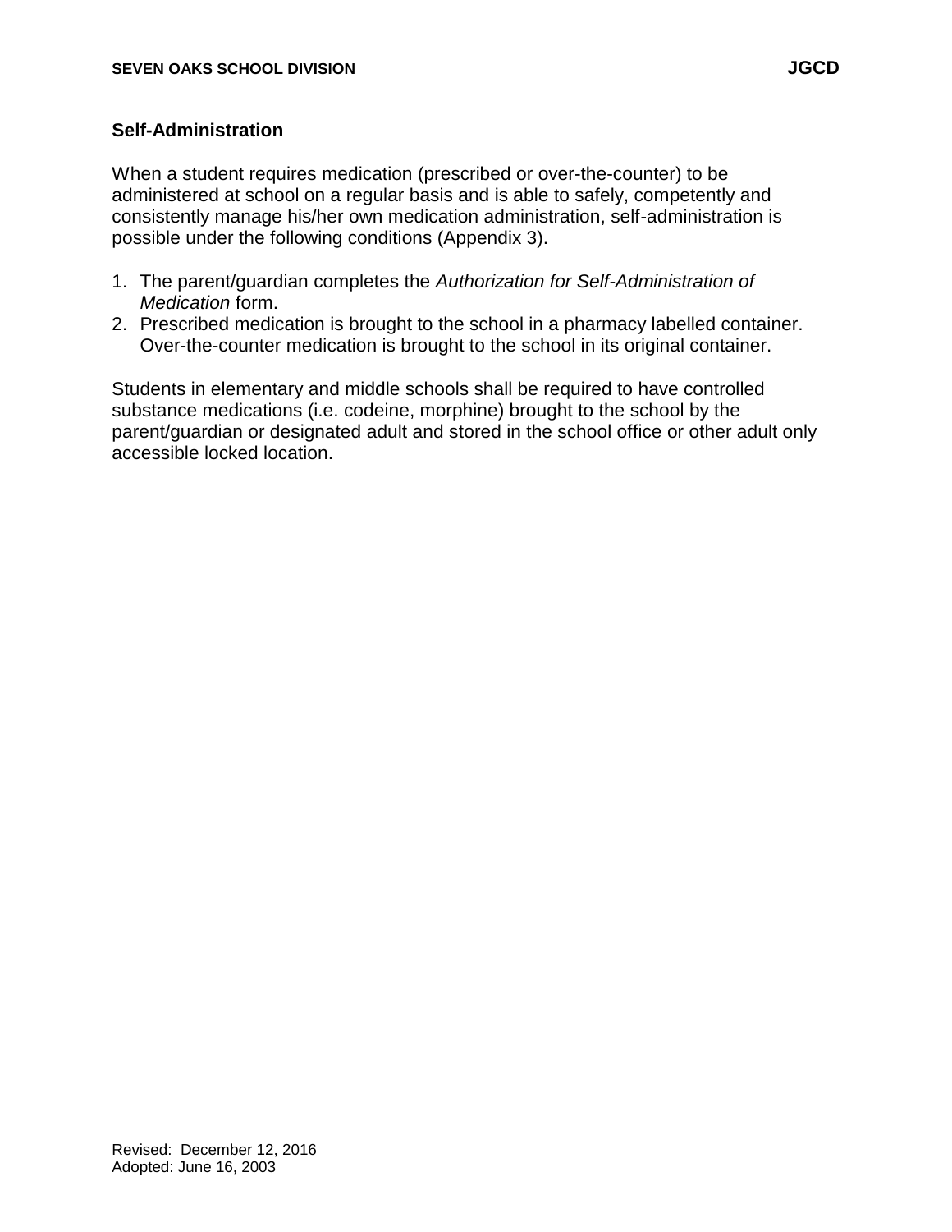## Self-Administration

When a student requires medication (prescribed or over-the-counter) to be administered at school on a regular basis and is able to safely, competently and consistently manage his/her own medication administration, self-administration is possible under the following conditions (Appendix 3).

1. The parent/guardian completes the *Authorization for Self-Administration of Medication* form.
2. Prescribed medication is brought to the school in a pharmacy labelled container. Over-the-counter medication is brought to the school in its original container.

Students in elementary and middle schools shall be required to have controlled substance medications (i.e. codeine, morphine) brought to the school by the parent/guardian or designated adult and stored in the school office or other adult only accessible locked location.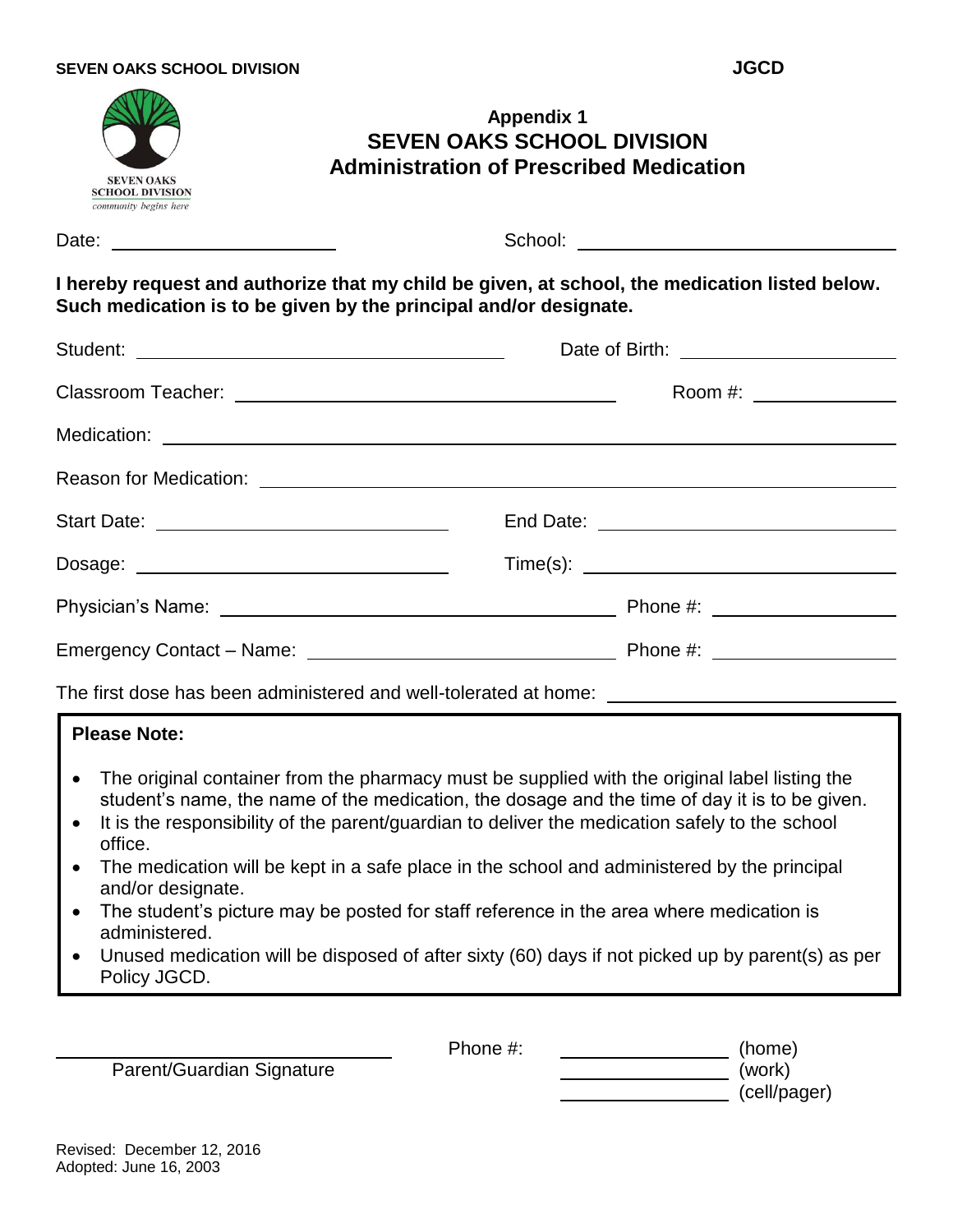SEVEN OAKS SCHOOL DIVISION JCGD

## Appendix 1
# SEVEN OAKS SCHOOL DIVISION
## Administration of Prescribed Medication

SEVEN OAKS SCHOOL DIVISION
*community begins here*

Date: ____________________ School: ______________________________

**I hereby request and authorize that my child be given, at school, the medication listed below. Such medication is to be given by the principal and/or designate.**

Student: ______________________________ Date of Birth: ____________________

Classroom Teacher: ______________________________ Room #: ____________

Medication: ____________________________________________________________

Reason for Medication: ____________________________________________________

Start Date: ________________________ End Date: ________________________

Dosage: ________________________ Time(s): ________________________

Physician's Name: ______________________________ Phone #: ________________

Emergency Contact – Name: ______________________________ Phone #: ________________

The first dose has been administered and well-tolerated at home: ________________________

**Please Note:**

- The original container from the pharmacy must be supplied with the original label listing the student's name, the name of the medication, the dosage and the time of day it is to be given.
- It is the responsibility of the parent/guardian to deliver the medication safely to the school office.
- The medication will be kept in a safe place in the school and administered by the principal and/or designate.
- The student's picture may be posted for staff reference in the area where medication is administered.
- Unused medication will be disposed of after sixty (60) days if not picked up by parent(s) as per Policy JGCD.

______________________________
Parent/Guardian Signature

Phone #: ________________ (home)
________________ (work)
________________ (cell/pager)

Revised: December 12, 2016
Adopted: June 16, 2003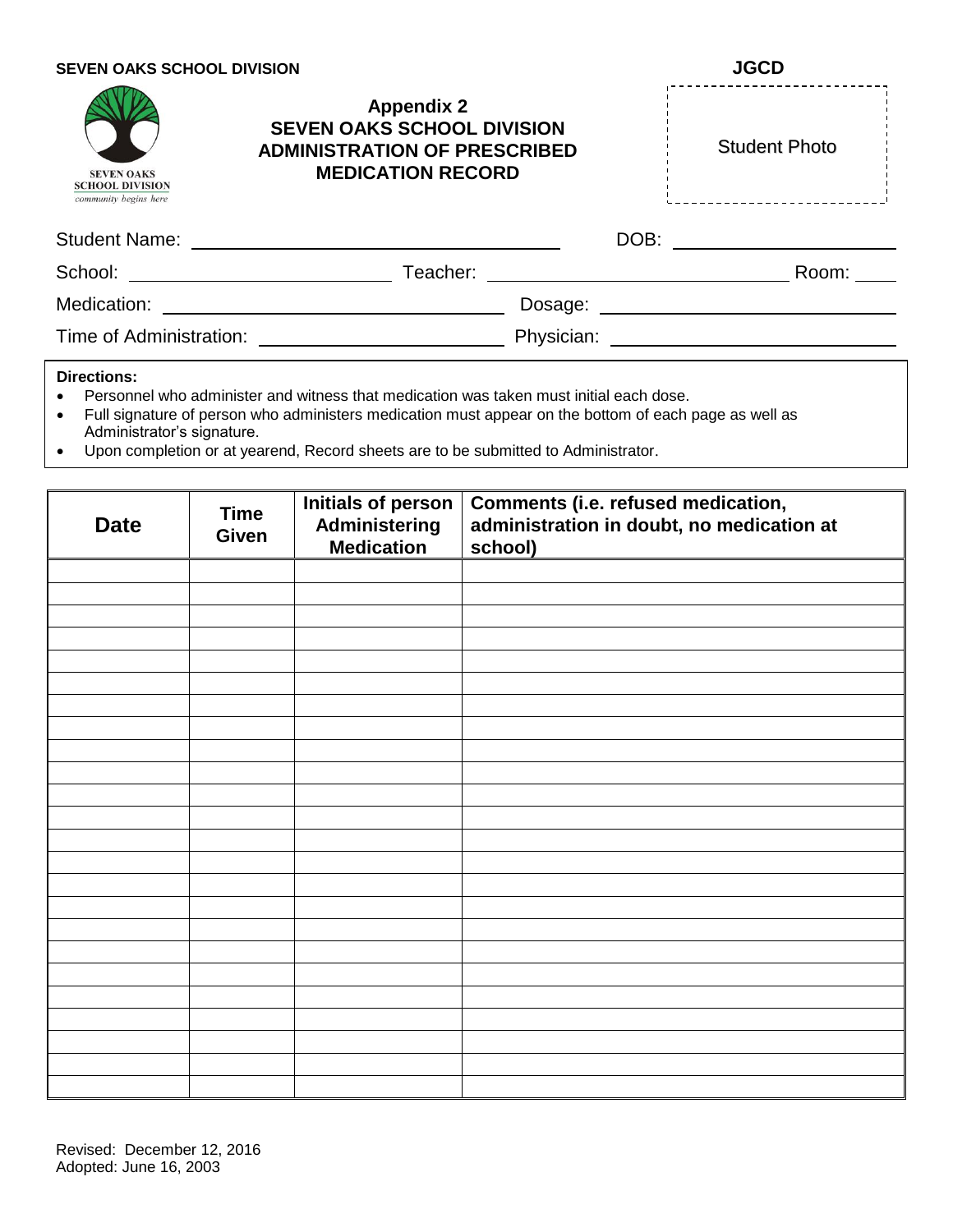SEVEN OAKS SCHOOL DIVISION **JGCD**

# Appendix 2
# SEVEN OAKS SCHOOL DIVISION
# ADMINISTRATION OF PRESCRIBED MEDICATION RECORD

Student Photo

Student Name: ______________________________ DOB: ____________________

School: ____________________ Teacher: __________________________ Room: ____

Medication: ____________________________ Dosage: ________________________

Time of Administration: ____________________ Physician: ________________________

**Directions:**

- Personnel who administer and witness that medication was taken must initial each dose.
- Full signature of person who administers medication must appear on the bottom of each page as well as Administrator's signature.
- Upon completion or at yearend, Record sheets are to be submitted to Administrator.

| Date | Time Given | Initials of person Administering Medication | Comments (i.e. refused medication, administration in doubt, no medication at school) |
|---|---|---|---|
| | | | |
| | | | |
| | | | |
| | | | |
| | | | |
| | | | |
| | | | |
| | | | |
| | | | |
| | | | |
| | | | |
| | | | |
| | | | |
| | | | |
| | | | |
| | | | |
| | | | |
| | | | |
| | | | |
| | | | |
| | | | |
| | | | |
| | | | |
| | | | |

Revised: December 12, 2016
Adopted: June 16, 2003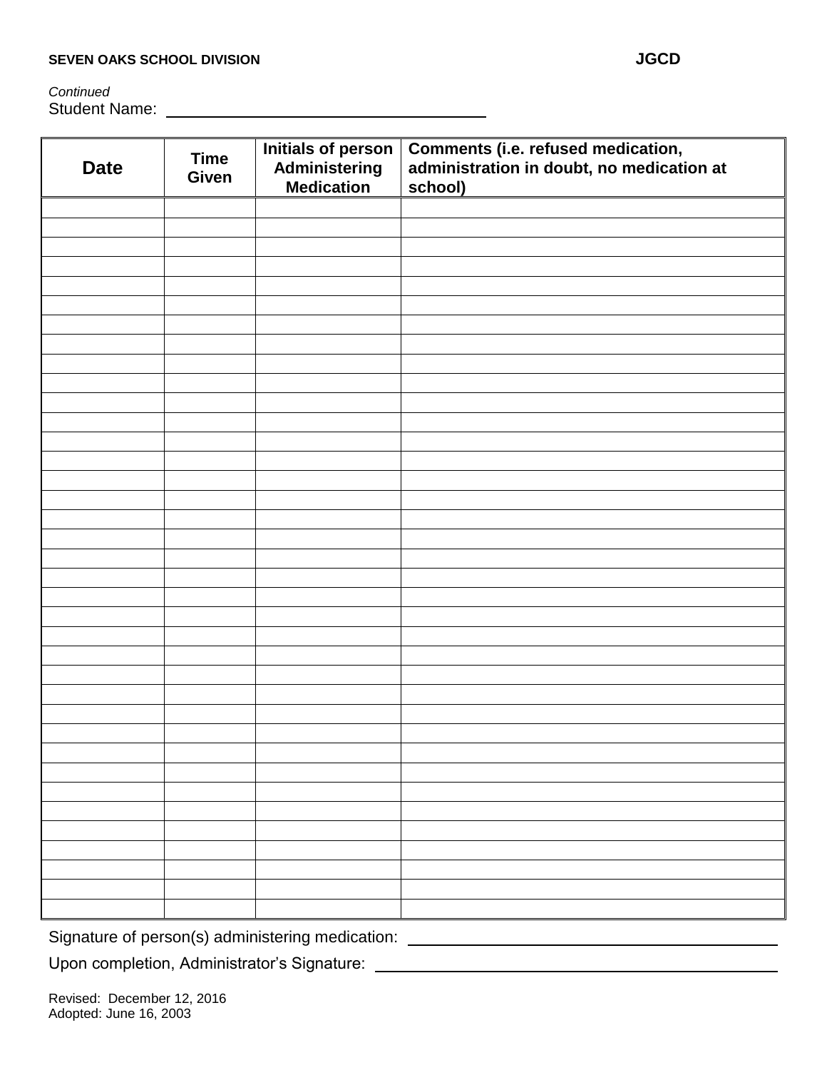*Continued*

Student Name: \_\_\_\_\_\_\_\_\_\_\_\_\_\_\_\_\_\_\_\_\_\_\_\_\_\_\_\_\_\_\_\_\_\_\_\_

| Date | Time Given | Initials of person Administering Medication | Comments (i.e. refused medication, administration in doubt, no medication at school) |
|---|---|---|---|
| | | | |
| | | | |
| | | | |
| | | | |
| | | | |
| | | | |
| | | | |
| | | | |
| | | | |
| | | | |
| | | | |
| | | | |
| | | | |
| | | | |
| | | | |
| | | | |
| | | | |
| | | | |
| | | | |
| | | | |
| | | | |
| | | | |
| | | | |
| | | | |
| | | | |
| | | | |
| | | | |
| | | | |
| | | | |
| | | | |
| | | | |
| | | | |
| | | | |
| | | | |
| | | | |
| | | | |

Signature of person(s) administering medication: \_\_\_\_\_\_\_\_\_\_\_\_\_\_\_\_\_\_\_\_\_\_\_\_\_\_\_\_\_\_\_\_\_\_\_\_

Upon completion, Administrator's Signature: \_\_\_\_\_\_\_\_\_\_\_\_\_\_\_\_\_\_\_\_\_\_\_\_\_\_\_\_\_\_\_\_\_\_\_\_

Revised: December 12, 2016
Adopted: June 16, 2003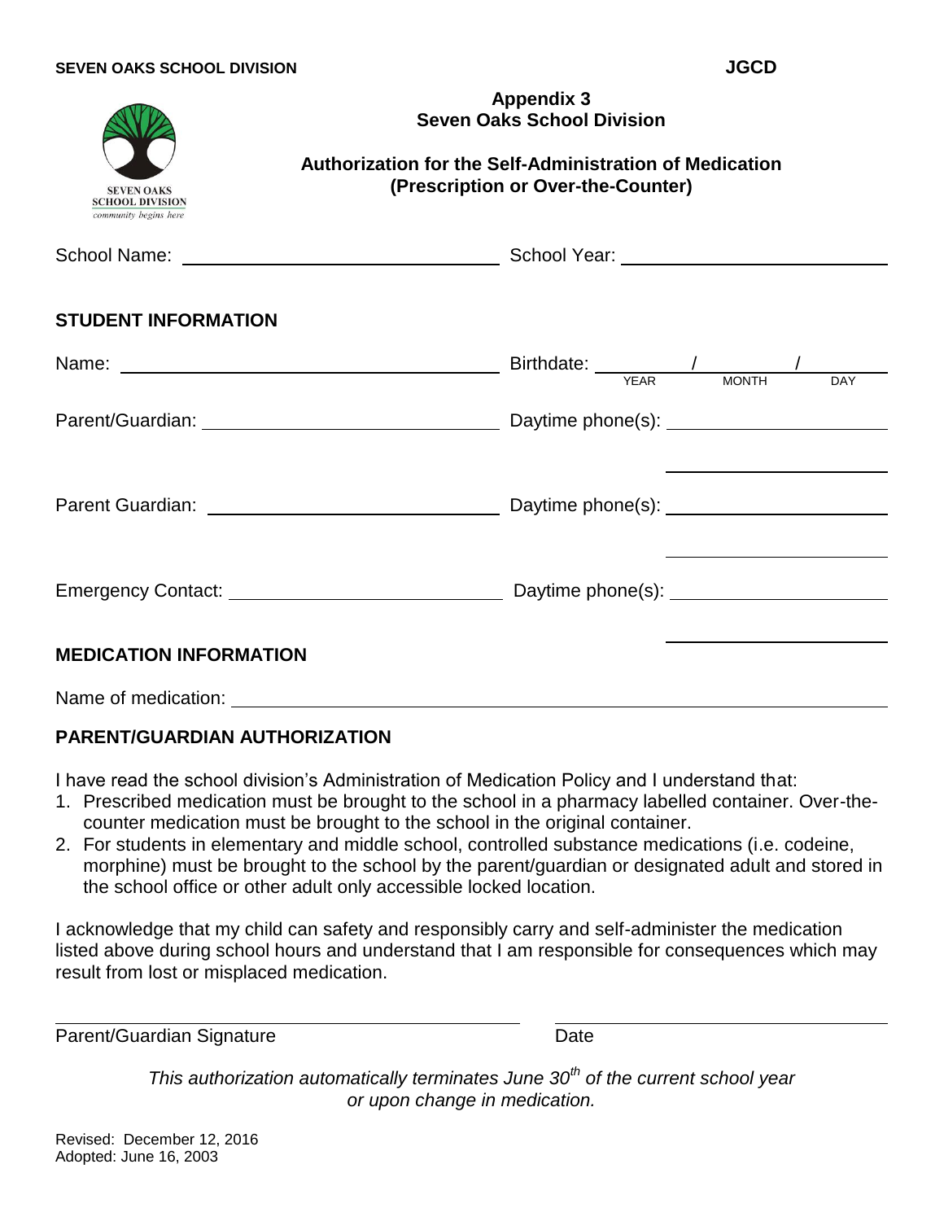**SEVEN OAKS SCHOOL DIVISION** **JGCD**

SEVEN OAKS SCHOOL DIVISION
*community begins here*

# Appendix 3
## Seven Oaks School Division

### Authorization for the Self-Administration of Medication (Prescription or Over-the-Counter)

School Name: ______________________________ School Year: ______________________________

### STUDENT INFORMATION

Name: ______________________________ Birthdate: ________ / ________ / ________
YEAR MONTH DAY

Parent/Guardian: ______________________________ Daytime phone(s): ______________________________

______________________________

Parent Guardian: ______________________________ Daytime phone(s): ______________________________

______________________________

Emergency Contact: ______________________________ Daytime phone(s): ______________________________

______________________________

### MEDICATION INFORMATION

Name of medication: ____________________________________________________________

### PARENT/GUARDIAN AUTHORIZATION

I have read the school division's Administration of Medication Policy and I understand that:

1. Prescribed medication must be brought to the school in a pharmacy labelled container. Over-the-counter medication must be brought to the school in the original container.
2. For students in elementary and middle school, controlled substance medications (i.e. codeine, morphine) must be brought to the school by the parent/guardian or designated adult and stored in the school office or other adult only accessible locked location.

I acknowledge that my child can safety and responsibly carry and self-administer the medication listed above during school hours and understand that I am responsible for consequences which may result from lost or misplaced medication.

______________________________ ______________________________
Parent/Guardian Signature Date

*This authorization automatically terminates June 30th of the current school year or upon change in medication.*

Revised: December 12, 2016
Adopted: June 16, 2003